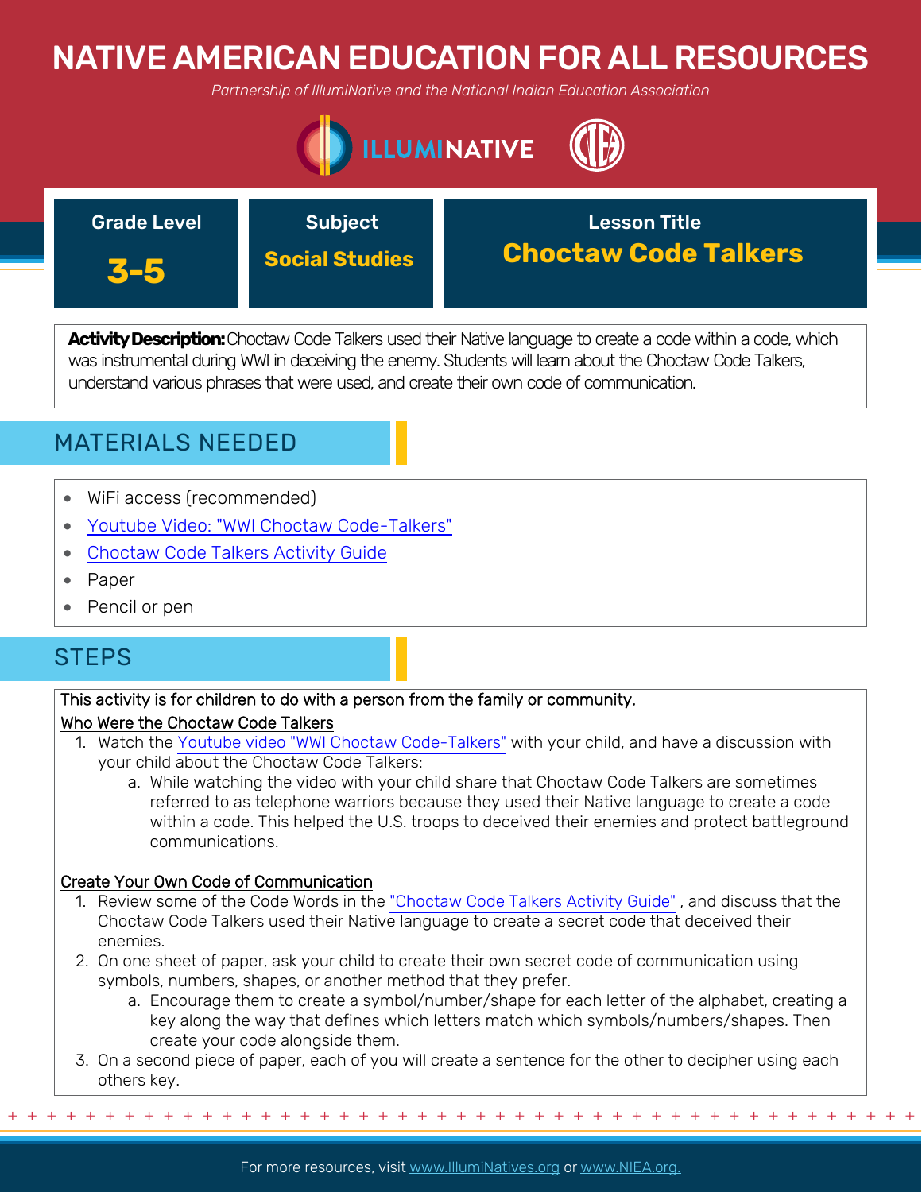# NATIVE AMERICAN EDUCATION FOR ALL RESOURCES

*Partnership of IllumiNative and the National Indian Education Association*

| Grade Level | Subject | Lesson Title |
|---|---|---|
| **3-5** | **Social Studies** | **Choctaw Code Talkers** |

**Activity Description:** Choctaw Code Talkers used their Native language to create a code within a code, which was instrumental during WWI in deceiving the enemy. Students will learn about the Choctaw Code Talkers, understand various phrases that were used, and create their own code of communication.

## MATERIALS NEEDED

- WiFi access (recommended)
- Youtube Video: "WWI Choctaw Code-Talkers"
- Choctaw Code Talkers Activity Guide
- Paper
- Pencil or pen

## STEPS

This activity is for children to do with a person from the family or community.

Who Were the Choctaw Code Talkers

1. Watch the Youtube video "WWI Choctaw Code-Talkers" with your child, and have a discussion with your child about the Choctaw Code Talkers:
   a. While watching the video with your child share that Choctaw Code Talkers are sometimes referred to as telephone warriors because they used their Native language to create a code within a code. This helped the U.S. troops to deceived their enemies and protect battleground communications.

Create Your Own Code of Communication

1. Review some of the Code Words in the "Choctaw Code Talkers Activity Guide" , and discuss that the Choctaw Code Talkers used their Native language to create a secret code that deceived their enemies.
2. On one sheet of paper, ask your child to create their own secret code of communication using symbols, numbers, shapes, or another method that they prefer.
   a. Encourage them to create a symbol/number/shape for each letter of the alphabet, creating a key along the way that defines which letters match which symbols/numbers/shapes. Then create your code alongside them.
3. On a second piece of paper, each of you will create a sentence for the other to decipher using each others key.

For more resources, visit www.IllumiNatives.org or www.NIEA.org.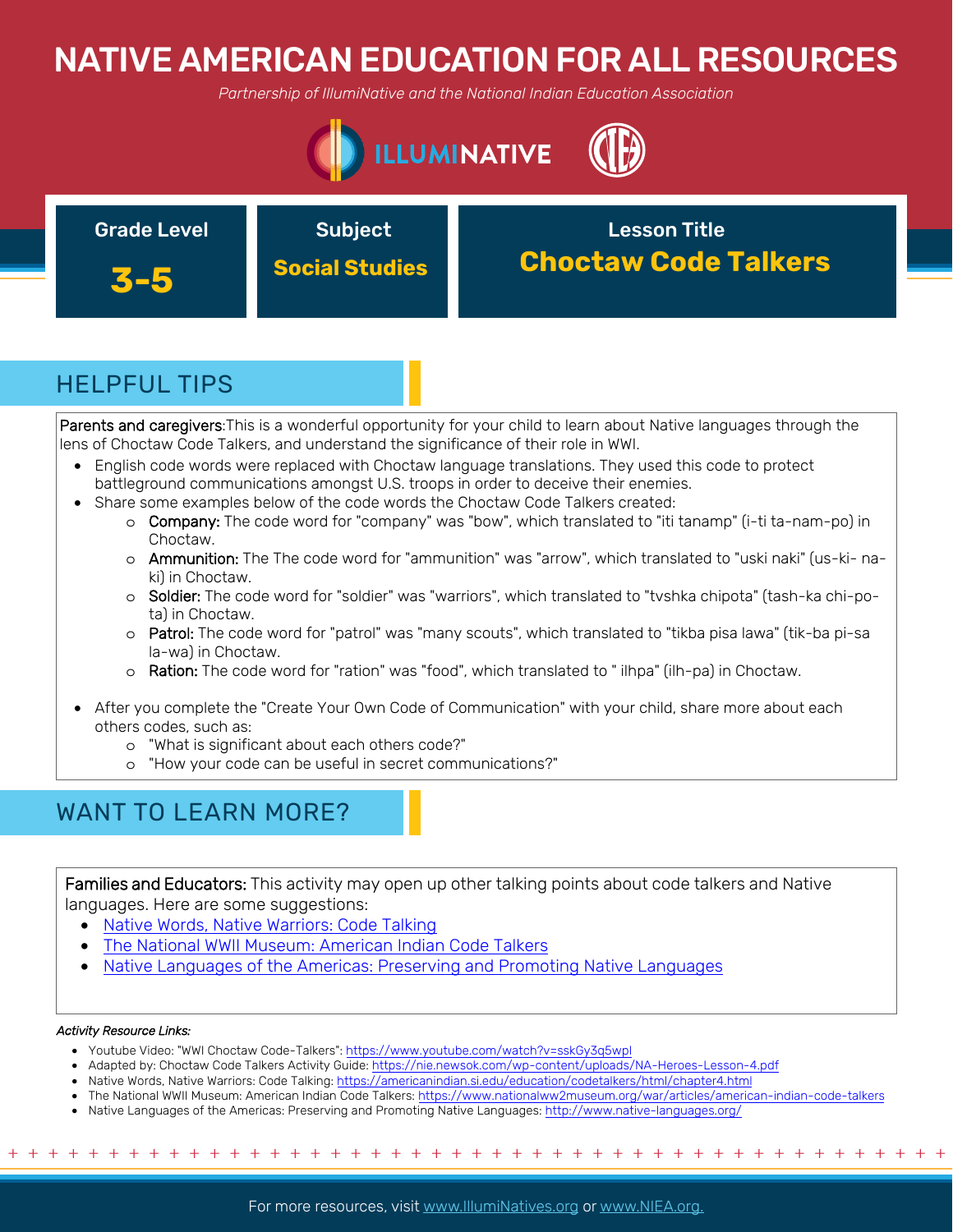# NATIVE AMERICAN EDUCATION FOR ALL RESOURCES

*Partnership of IllumiNative and the National Indian Education Association*

| Grade Level | Subject | Lesson Title |
|---|---|---|
| **3-5** | **Social Studies** | **Choctaw Code Talkers** |

## HELPFUL TIPS

Parents and caregivers:This is a wonderful opportunity for your child to learn about Native languages through the lens of Choctaw Code Talkers, and understand the significance of their role in WWI.

- English code words were replaced with Choctaw language translations. They used this code to protect battleground communications amongst U.S. troops in order to deceive their enemies.
- Share some examples below of the code words the Choctaw Code Talkers created:
  - **Company:** The code word for "company" was "bow", which translated to "iti tanamp" (i-ti ta-nam-po) in Choctaw.
  - **Ammunition:** The The code word for "ammunition" was "arrow", which translated to "uski naki" (us-ki- na-ki) in Choctaw.
  - **Soldier:** The code word for "soldier" was "warriors", which translated to "tvshka chipota" (tash-ka chi-po-ta) in Choctaw.
  - **Patrol:** The code word for "patrol" was "many scouts", which translated to "tikba pisa lawa" (tik-ba pi-sa la-wa) in Choctaw.
  - **Ration:** The code word for "ration" was "food", which translated to " ilhpa" (ilh-pa) in Choctaw.
- After you complete the "Create Your Own Code of Communication" with your child, share more about each others codes, such as:
  - "What is significant about each others code?"
  - "How your code can be useful in secret communications?"

## WANT TO LEARN MORE?

**Families and Educators:** This activity may open up other talking points about code talkers and Native languages. Here are some suggestions:

- Native Words, Native Warriors: Code Talking
- The National WWII Museum: American Indian Code Talkers
- Native Languages of the Americas: Preserving and Promoting Native Languages

*Activity Resource Links:*

- Youtube Video: "WWI Choctaw Code-Talkers": https://www.youtube.com/watch?v=sskGy3q5wpI
- Adapted by: Choctaw Code Talkers Activity Guide: https://nie.newsok.com/wp-content/uploads/NA-Heroes-Lesson-4.pdf
- Native Words, Native Warriors: Code Talking: https://americanindian.si.edu/education/codetalkers/html/chapter4.html
- The National WWII Museum: American Indian Code Talkers: https://www.nationalww2museum.org/war/articles/american-indian-code-talkers
- Native Languages of the Americas: Preserving and Promoting Native Languages: http://www.native-languages.org/

For more resources, visit www.IllumiNatives.org or www.NIEA.org.